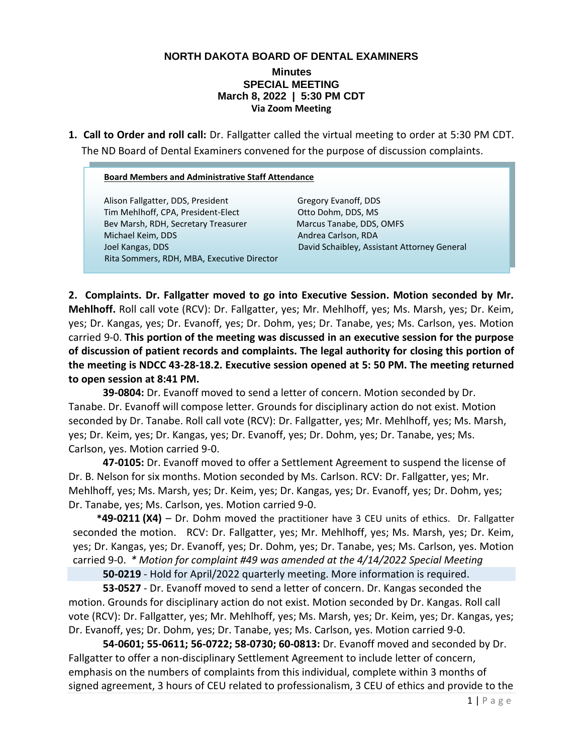# NORTH DAKOTA BOARD OF DENTAL EXAMINERS

## Minutes
## SPECIAL MEETING
### March 8, 2022 | 5:30 PM CDT
### Via Zoom Meeting

1. **Call to Order and roll call:** Dr. Fallgatter called the virtual meeting to order at 5:30 PM CDT. The ND Board of Dental Examiners convened for the purpose of discussion complaints.

**Board Members and Administrative Staff Attendance**

| | |
|---|---|
| Alison Fallgatter, DDS, President | Gregory Evanoff, DDS |
| Tim Mehlhoff, CPA, President-Elect | Otto Dohm, DDS, MS |
| Bev Marsh, RDH, Secretary Treasurer | Marcus Tanabe, DDS, OMFS |
| Michael Keim, DDS | Andrea Carlson, RDA |
| Joel Kangas, DDS | David Schaibley, Assistant Attorney General |
| Rita Sommers, RDH, MBA, Executive Director | |

**2. Complaints. Dr. Fallgatter moved to go into Executive Session. Motion seconded by Mr. Mehlhoff.** Roll call vote (RCV): Dr. Fallgatter, yes; Mr. Mehlhoff, yes; Ms. Marsh, yes; Dr. Keim, yes; Dr. Kangas, yes; Dr. Evanoff, yes; Dr. Dohm, yes; Dr. Tanabe, yes; Ms. Carlson, yes. Motion carried 9-0. **This portion of the meeting was discussed in an executive session for the purpose of discussion of patient records and complaints. The legal authority for closing this portion of the meeting is NDCC 43-28-18.2. Executive session opened at 5: 50 PM. The meeting returned to open session at 8:41 PM.**

**39-0804:** Dr. Evanoff moved to send a letter of concern. Motion seconded by Dr. Tanabe. Dr. Evanoff will compose letter. Grounds for disciplinary action do not exist. Motion seconded by Dr. Tanabe. Roll call vote (RCV): Dr. Fallgatter, yes; Mr. Mehlhoff, yes; Ms. Marsh, yes; Dr. Keim, yes; Dr. Kangas, yes; Dr. Evanoff, yes; Dr. Dohm, yes; Dr. Tanabe, yes; Ms. Carlson, yes. Motion carried 9-0.

**47-0105:** Dr. Evanoff moved to offer a Settlement Agreement to suspend the license of Dr. B. Nelson for six months. Motion seconded by Ms. Carlson. RCV: Dr. Fallgatter, yes; Mr. Mehlhoff, yes; Ms. Marsh, yes; Dr. Keim, yes; Dr. Kangas, yes; Dr. Evanoff, yes; Dr. Dohm, yes; Dr. Tanabe, yes; Ms. Carlson, yes. Motion carried 9-0.

**\*49-0211 (X4)** – Dr. Dohm moved the practitioner have 3 CEU units of ethics. Dr. Fallgatter seconded the motion. RCV: Dr. Fallgatter, yes; Mr. Mehlhoff, yes; Ms. Marsh, yes; Dr. Keim, yes; Dr. Kangas, yes; Dr. Evanoff, yes; Dr. Dohm, yes; Dr. Tanabe, yes; Ms. Carlson, yes. Motion carried 9-0. *\* Motion for complaint #49 was amended at the 4/14/2022 Special Meeting*

**50-0219** - Hold for April/2022 quarterly meeting. More information is required.

**53-0527** - Dr. Evanoff moved to send a letter of concern. Dr. Kangas seconded the motion. Grounds for disciplinary action do not exist. Motion seconded by Dr. Kangas. Roll call vote (RCV): Dr. Fallgatter, yes; Mr. Mehlhoff, yes; Ms. Marsh, yes; Dr. Keim, yes; Dr. Kangas, yes; Dr. Evanoff, yes; Dr. Dohm, yes; Dr. Tanabe, yes; Ms. Carlson, yes. Motion carried 9-0.

**54-0601; 55-0611; 56-0722; 58-0730; 60-0813:** Dr. Evanoff moved and seconded by Dr. Fallgatter to offer a non-disciplinary Settlement Agreement to include letter of concern, emphasis on the numbers of complaints from this individual, complete within 3 months of signed agreement, 3 hours of CEU related to professionalism, 3 CEU of ethics and provide to the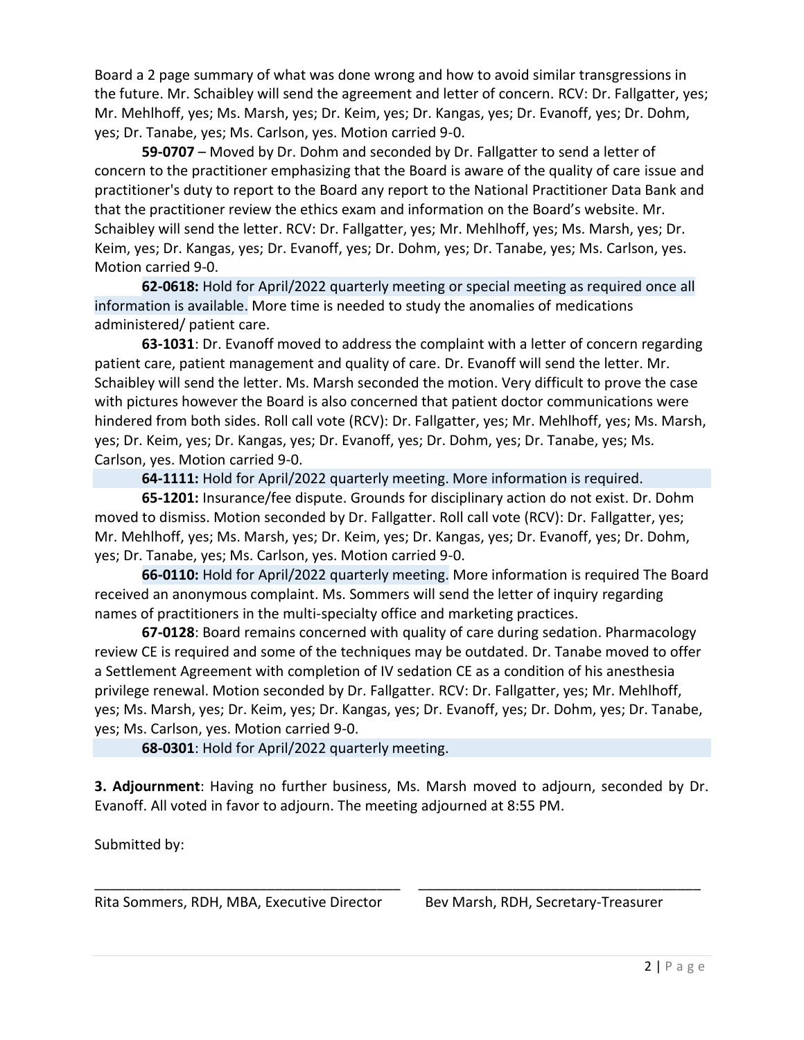Board a 2 page summary of what was done wrong and how to avoid similar transgressions in the future. Mr. Schaibley will send the agreement and letter of concern. RCV: Dr. Fallgatter, yes; Mr. Mehlhoff, yes; Ms. Marsh, yes; Dr. Keim, yes; Dr. Kangas, yes; Dr. Evanoff, yes; Dr. Dohm, yes; Dr. Tanabe, yes; Ms. Carlson, yes. Motion carried 9-0.

**59-0707** – Moved by Dr. Dohm and seconded by Dr. Fallgatter to send a letter of concern to the practitioner emphasizing that the Board is aware of the quality of care issue and practitioner's duty to report to the Board any report to the National Practitioner Data Bank and that the practitioner review the ethics exam and information on the Board's website. Mr. Schaibley will send the letter. RCV: Dr. Fallgatter, yes; Mr. Mehlhoff, yes; Ms. Marsh, yes; Dr. Keim, yes; Dr. Kangas, yes; Dr. Evanoff, yes; Dr. Dohm, yes; Dr. Tanabe, yes; Ms. Carlson, yes. Motion carried 9-0.

**62-0618:** Hold for April/2022 quarterly meeting or special meeting as required once all information is available. More time is needed to study the anomalies of medications administered/ patient care.

**63-1031**: Dr. Evanoff moved to address the complaint with a letter of concern regarding patient care, patient management and quality of care. Dr. Evanoff will send the letter. Mr. Schaibley will send the letter. Ms. Marsh seconded the motion. Very difficult to prove the case with pictures however the Board is also concerned that patient doctor communications were hindered from both sides. Roll call vote (RCV): Dr. Fallgatter, yes; Mr. Mehlhoff, yes; Ms. Marsh, yes; Dr. Keim, yes; Dr. Kangas, yes; Dr. Evanoff, yes; Dr. Dohm, yes; Dr. Tanabe, yes; Ms. Carlson, yes. Motion carried 9-0.

**64-1111:** Hold for April/2022 quarterly meeting. More information is required.

**65-1201:** Insurance/fee dispute. Grounds for disciplinary action do not exist. Dr. Dohm moved to dismiss. Motion seconded by Dr. Fallgatter. Roll call vote (RCV): Dr. Fallgatter, yes; Mr. Mehlhoff, yes; Ms. Marsh, yes; Dr. Keim, yes; Dr. Kangas, yes; Dr. Evanoff, yes; Dr. Dohm, yes; Dr. Tanabe, yes; Ms. Carlson, yes. Motion carried 9-0.

**66-0110:** Hold for April/2022 quarterly meeting. More information is required The Board received an anonymous complaint. Ms. Sommers will send the letter of inquiry regarding names of practitioners in the multi-specialty office and marketing practices.

**67-0128**: Board remains concerned with quality of care during sedation. Pharmacology review CE is required and some of the techniques may be outdated. Dr. Tanabe moved to offer a Settlement Agreement with completion of IV sedation CE as a condition of his anesthesia privilege renewal. Motion seconded by Dr. Fallgatter. RCV: Dr. Fallgatter, yes; Mr. Mehlhoff, yes; Ms. Marsh, yes; Dr. Keim, yes; Dr. Kangas, yes; Dr. Evanoff, yes; Dr. Dohm, yes; Dr. Tanabe, yes; Ms. Carlson, yes. Motion carried 9-0.

**68-0301**: Hold for April/2022 quarterly meeting.

**3. Adjournment**: Having no further business, Ms. Marsh moved to adjourn, seconded by Dr. Evanoff. All voted in favor to adjourn. The meeting adjourned at 8:55 PM.

Submitted by:

\_\_\_\_\_\_\_\_\_\_\_\_\_\_\_\_\_\_\_\_\_\_\_\_\_\_\_\_\_\_\_\_\_\_\_\_\_\_\_\_ \_\_\_\_\_\_\_\_\_\_\_\_\_\_\_\_\_\_\_\_\_\_\_\_\_\_\_\_\_\_\_\_\_\_\_\_\_\_\_\_

Rita Sommers, RDH, MBA, Executive Director Bev Marsh, RDH, Secretary-Treasurer